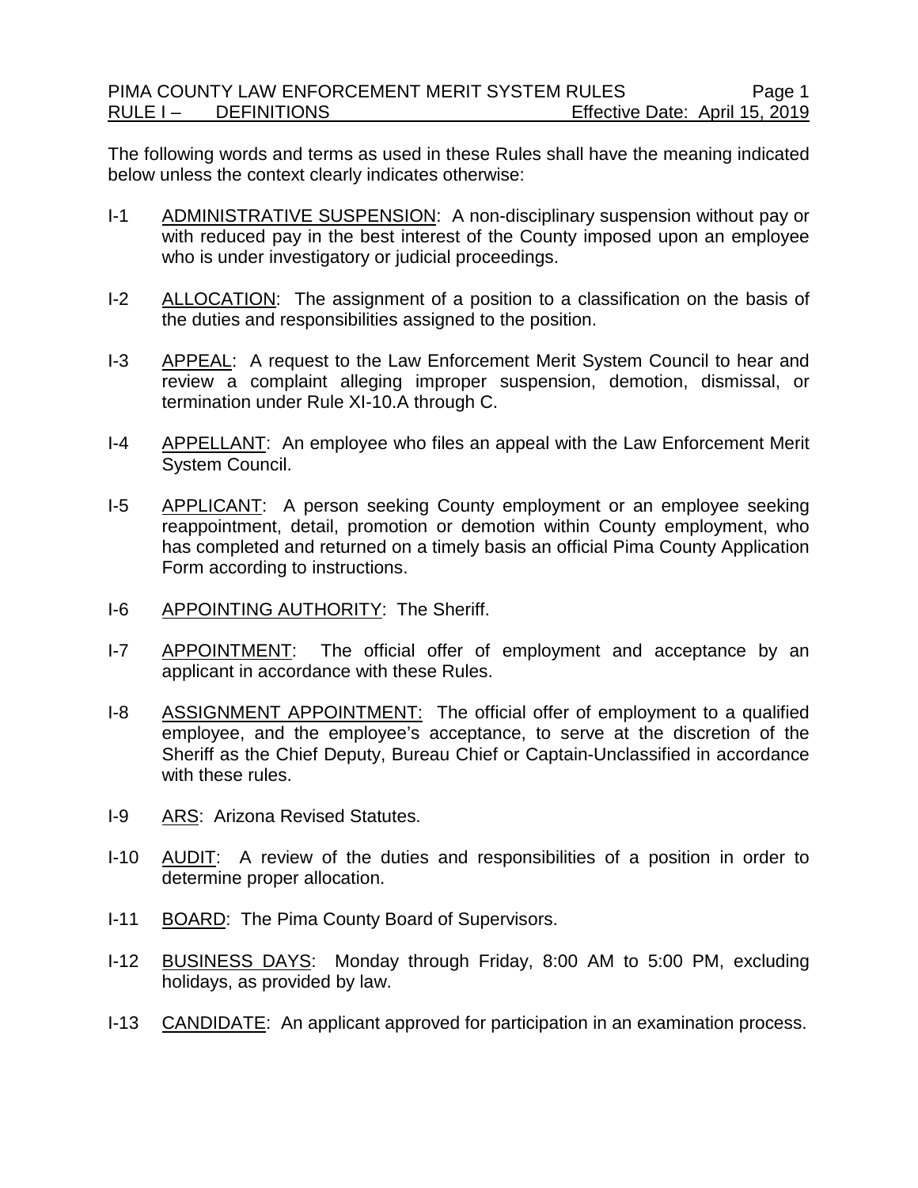The following words and terms as used in these Rules shall have the meaning indicated below unless the context clearly indicates otherwise:

I-1 ADMINISTRATIVE SUSPENSION: A non-disciplinary suspension without pay or with reduced pay in the best interest of the County imposed upon an employee who is under investigatory or judicial proceedings.

I-2 ALLOCATION: The assignment of a position to a classification on the basis of the duties and responsibilities assigned to the position.

I-3 APPEAL: A request to the Law Enforcement Merit System Council to hear and review a complaint alleging improper suspension, demotion, dismissal, or termination under Rule XI-10.A through C.

I-4 APPELLANT: An employee who files an appeal with the Law Enforcement Merit System Council.

I-5 APPLICANT: A person seeking County employment or an employee seeking reappointment, detail, promotion or demotion within County employment, who has completed and returned on a timely basis an official Pima County Application Form according to instructions.

I-6 APPOINTING AUTHORITY: The Sheriff.

I-7 APPOINTMENT: The official offer of employment and acceptance by an applicant in accordance with these Rules.

I-8 ASSIGNMENT APPOINTMENT: The official offer of employment to a qualified employee, and the employee's acceptance, to serve at the discretion of the Sheriff as the Chief Deputy, Bureau Chief or Captain-Unclassified in accordance with these rules.

I-9 ARS: Arizona Revised Statutes.

I-10 AUDIT: A review of the duties and responsibilities of a position in order to determine proper allocation.

I-11 BOARD: The Pima County Board of Supervisors.

I-12 BUSINESS DAYS: Monday through Friday, 8:00 AM to 5:00 PM, excluding holidays, as provided by law.

I-13 CANDIDATE: An applicant approved for participation in an examination process.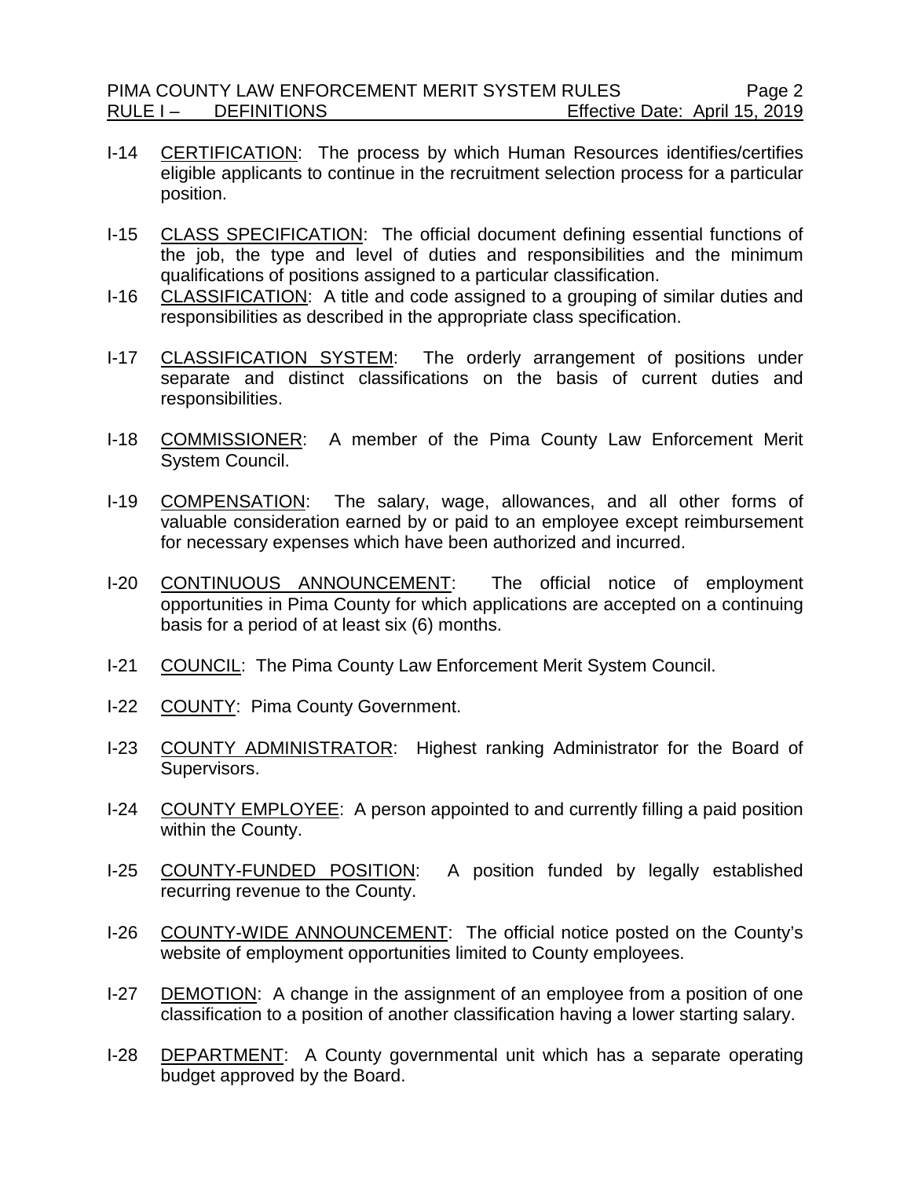I-14 CERTIFICATION: The process by which Human Resources identifies/certifies eligible applicants to continue in the recruitment selection process for a particular position.

I-15 CLASS SPECIFICATION: The official document defining essential functions of the job, the type and level of duties and responsibilities and the minimum qualifications of positions assigned to a particular classification.

I-16 CLASSIFICATION: A title and code assigned to a grouping of similar duties and responsibilities as described in the appropriate class specification.

I-17 CLASSIFICATION SYSTEM: The orderly arrangement of positions under separate and distinct classifications on the basis of current duties and responsibilities.

I-18 COMMISSIONER: A member of the Pima County Law Enforcement Merit System Council.

I-19 COMPENSATION: The salary, wage, allowances, and all other forms of valuable consideration earned by or paid to an employee except reimbursement for necessary expenses which have been authorized and incurred.

I-20 CONTINUOUS ANNOUNCEMENT: The official notice of employment opportunities in Pima County for which applications are accepted on a continuing basis for a period of at least six (6) months.

I-21 COUNCIL: The Pima County Law Enforcement Merit System Council.

I-22 COUNTY: Pima County Government.

I-23 COUNTY ADMINISTRATOR: Highest ranking Administrator for the Board of Supervisors.

I-24 COUNTY EMPLOYEE: A person appointed to and currently filling a paid position within the County.

I-25 COUNTY-FUNDED POSITION: A position funded by legally established recurring revenue to the County.

I-26 COUNTY-WIDE ANNOUNCEMENT: The official notice posted on the County's website of employment opportunities limited to County employees.

I-27 DEMOTION: A change in the assignment of an employee from a position of one classification to a position of another classification having a lower starting salary.

I-28 DEPARTMENT: A County governmental unit which has a separate operating budget approved by the Board.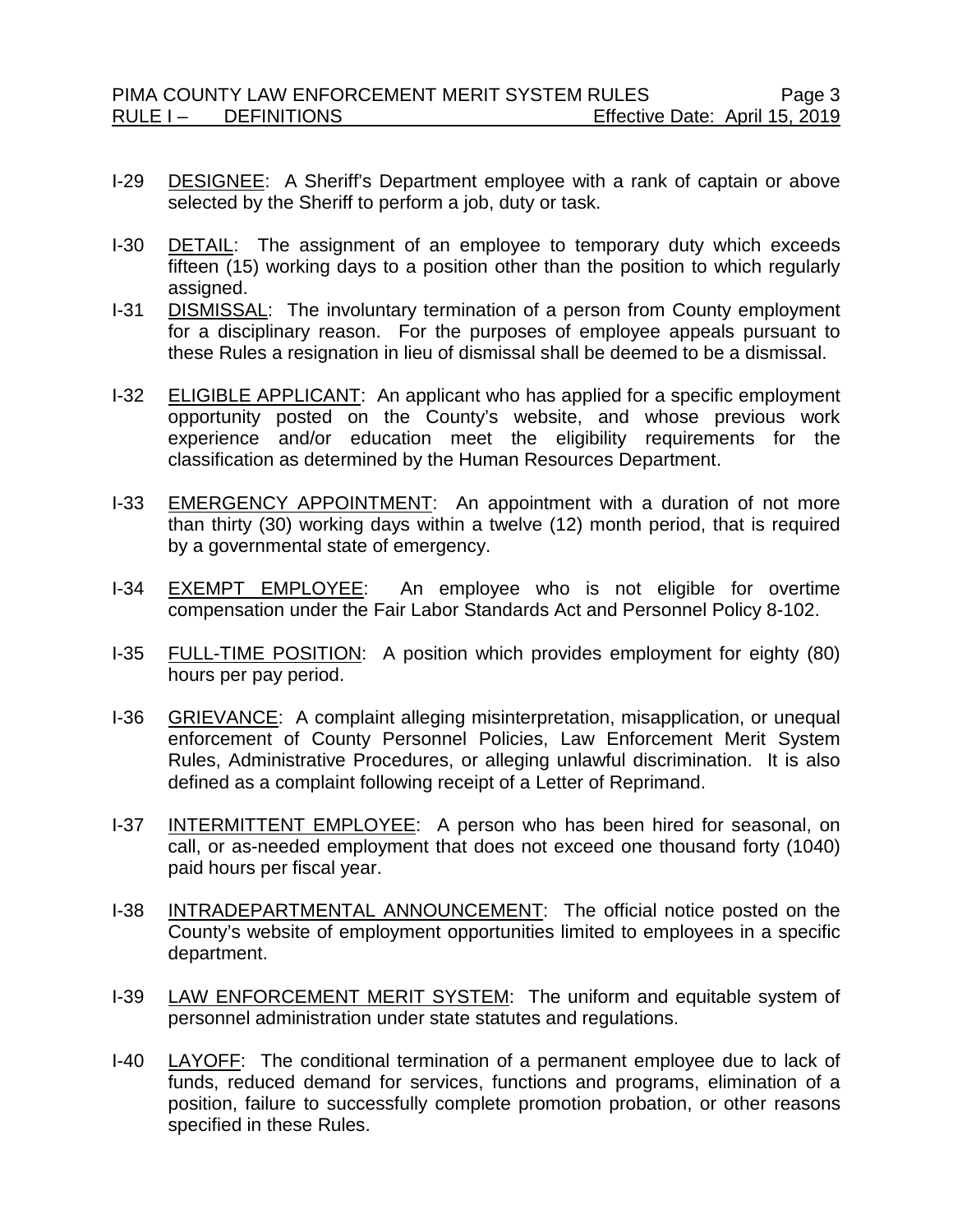I-29 DESIGNEE: A Sheriff's Department employee with a rank of captain or above selected by the Sheriff to perform a job, duty or task.

I-30 DETAIL: The assignment of an employee to temporary duty which exceeds fifteen (15) working days to a position other than the position to which regularly assigned.

I-31 DISMISSAL: The involuntary termination of a person from County employment for a disciplinary reason. For the purposes of employee appeals pursuant to these Rules a resignation in lieu of dismissal shall be deemed to be a dismissal.

I-32 ELIGIBLE APPLICANT: An applicant who has applied for a specific employment opportunity posted on the County's website, and whose previous work experience and/or education meet the eligibility requirements for the classification as determined by the Human Resources Department.

I-33 EMERGENCY APPOINTMENT: An appointment with a duration of not more than thirty (30) working days within a twelve (12) month period, that is required by a governmental state of emergency.

I-34 EXEMPT EMPLOYEE: An employee who is not eligible for overtime compensation under the Fair Labor Standards Act and Personnel Policy 8-102.

I-35 FULL-TIME POSITION: A position which provides employment for eighty (80) hours per pay period.

I-36 GRIEVANCE: A complaint alleging misinterpretation, misapplication, or unequal enforcement of County Personnel Policies, Law Enforcement Merit System Rules, Administrative Procedures, or alleging unlawful discrimination. It is also defined as a complaint following receipt of a Letter of Reprimand.

I-37 INTERMITTENT EMPLOYEE: A person who has been hired for seasonal, on call, or as-needed employment that does not exceed one thousand forty (1040) paid hours per fiscal year.

I-38 INTRADEPARTMENTAL ANNOUNCEMENT: The official notice posted on the County's website of employment opportunities limited to employees in a specific department.

I-39 LAW ENFORCEMENT MERIT SYSTEM: The uniform and equitable system of personnel administration under state statutes and regulations.

I-40 LAYOFF: The conditional termination of a permanent employee due to lack of funds, reduced demand for services, functions and programs, elimination of a position, failure to successfully complete promotion probation, or other reasons specified in these Rules.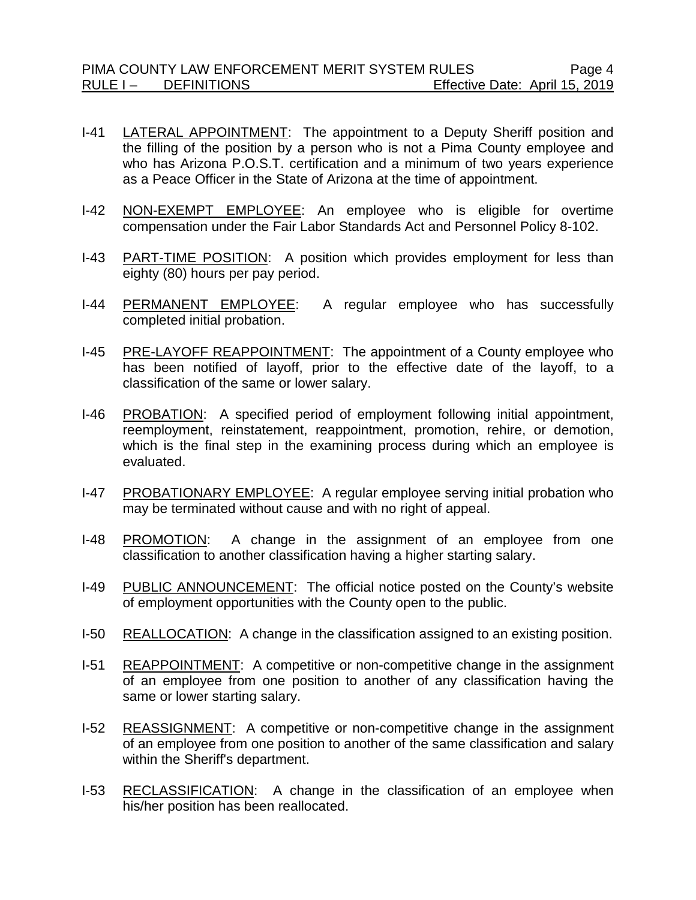I-41 LATERAL APPOINTMENT: The appointment to a Deputy Sheriff position and the filling of the position by a person who is not a Pima County employee and who has Arizona P.O.S.T. certification and a minimum of two years experience as a Peace Officer in the State of Arizona at the time of appointment.

I-42 NON-EXEMPT EMPLOYEE: An employee who is eligible for overtime compensation under the Fair Labor Standards Act and Personnel Policy 8-102.

I-43 PART-TIME POSITION: A position which provides employment for less than eighty (80) hours per pay period.

I-44 PERMANENT EMPLOYEE: A regular employee who has successfully completed initial probation.

I-45 PRE-LAYOFF REAPPOINTMENT: The appointment of a County employee who has been notified of layoff, prior to the effective date of the layoff, to a classification of the same or lower salary.

I-46 PROBATION: A specified period of employment following initial appointment, reemployment, reinstatement, reappointment, promotion, rehire, or demotion, which is the final step in the examining process during which an employee is evaluated.

I-47 PROBATIONARY EMPLOYEE: A regular employee serving initial probation who may be terminated without cause and with no right of appeal.

I-48 PROMOTION: A change in the assignment of an employee from one classification to another classification having a higher starting salary.

I-49 PUBLIC ANNOUNCEMENT: The official notice posted on the County's website of employment opportunities with the County open to the public.

I-50 REALLOCATION: A change in the classification assigned to an existing position.

I-51 REAPPOINTMENT: A competitive or non-competitive change in the assignment of an employee from one position to another of any classification having the same or lower starting salary.

I-52 REASSIGNMENT: A competitive or non-competitive change in the assignment of an employee from one position to another of the same classification and salary within the Sheriff's department.

I-53 RECLASSIFICATION: A change in the classification of an employee when his/her position has been reallocated.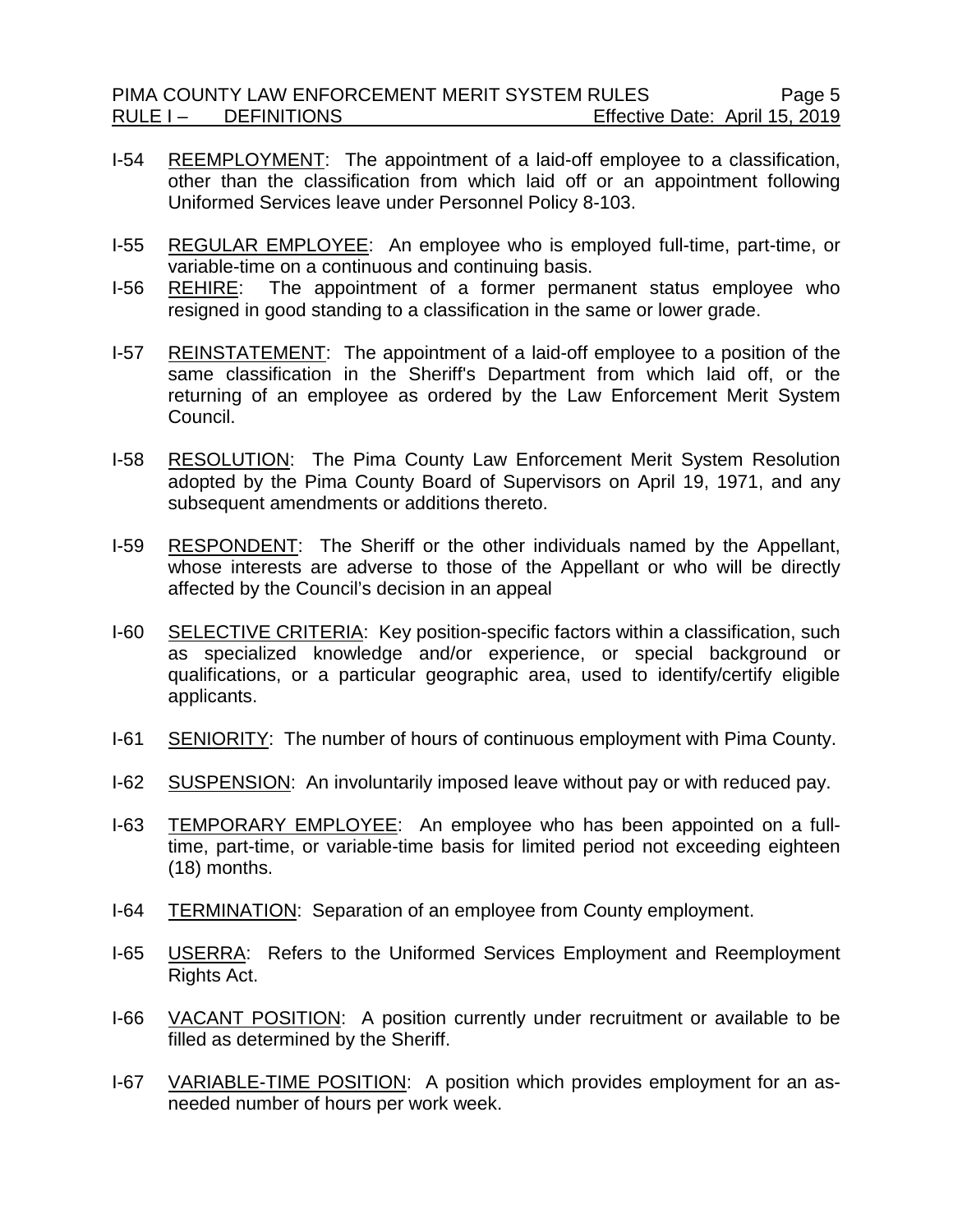I-54 REEMPLOYMENT: The appointment of a laid-off employee to a classification, other than the classification from which laid off or an appointment following Uniformed Services leave under Personnel Policy 8-103.

I-55 REGULAR EMPLOYEE: An employee who is employed full-time, part-time, or variable-time on a continuous and continuing basis.

I-56 REHIRE: The appointment of a former permanent status employee who resigned in good standing to a classification in the same or lower grade.

I-57 REINSTATEMENT: The appointment of a laid-off employee to a position of the same classification in the Sheriff's Department from which laid off, or the returning of an employee as ordered by the Law Enforcement Merit System Council.

I-58 RESOLUTION: The Pima County Law Enforcement Merit System Resolution adopted by the Pima County Board of Supervisors on April 19, 1971, and any subsequent amendments or additions thereto.

I-59 RESPONDENT: The Sheriff or the other individuals named by the Appellant, whose interests are adverse to those of the Appellant or who will be directly affected by the Council's decision in an appeal

I-60 SELECTIVE CRITERIA: Key position-specific factors within a classification, such as specialized knowledge and/or experience, or special background or qualifications, or a particular geographic area, used to identify/certify eligible applicants.

I-61 SENIORITY: The number of hours of continuous employment with Pima County.

I-62 SUSPENSION: An involuntarily imposed leave without pay or with reduced pay.

I-63 TEMPORARY EMPLOYEE: An employee who has been appointed on a full-time, part-time, or variable-time basis for limited period not exceeding eighteen (18) months.

I-64 TERMINATION: Separation of an employee from County employment.

I-65 USERRA: Refers to the Uniformed Services Employment and Reemployment Rights Act.

I-66 VACANT POSITION: A position currently under recruitment or available to be filled as determined by the Sheriff.

I-67 VARIABLE-TIME POSITION: A position which provides employment for an as-needed number of hours per work week.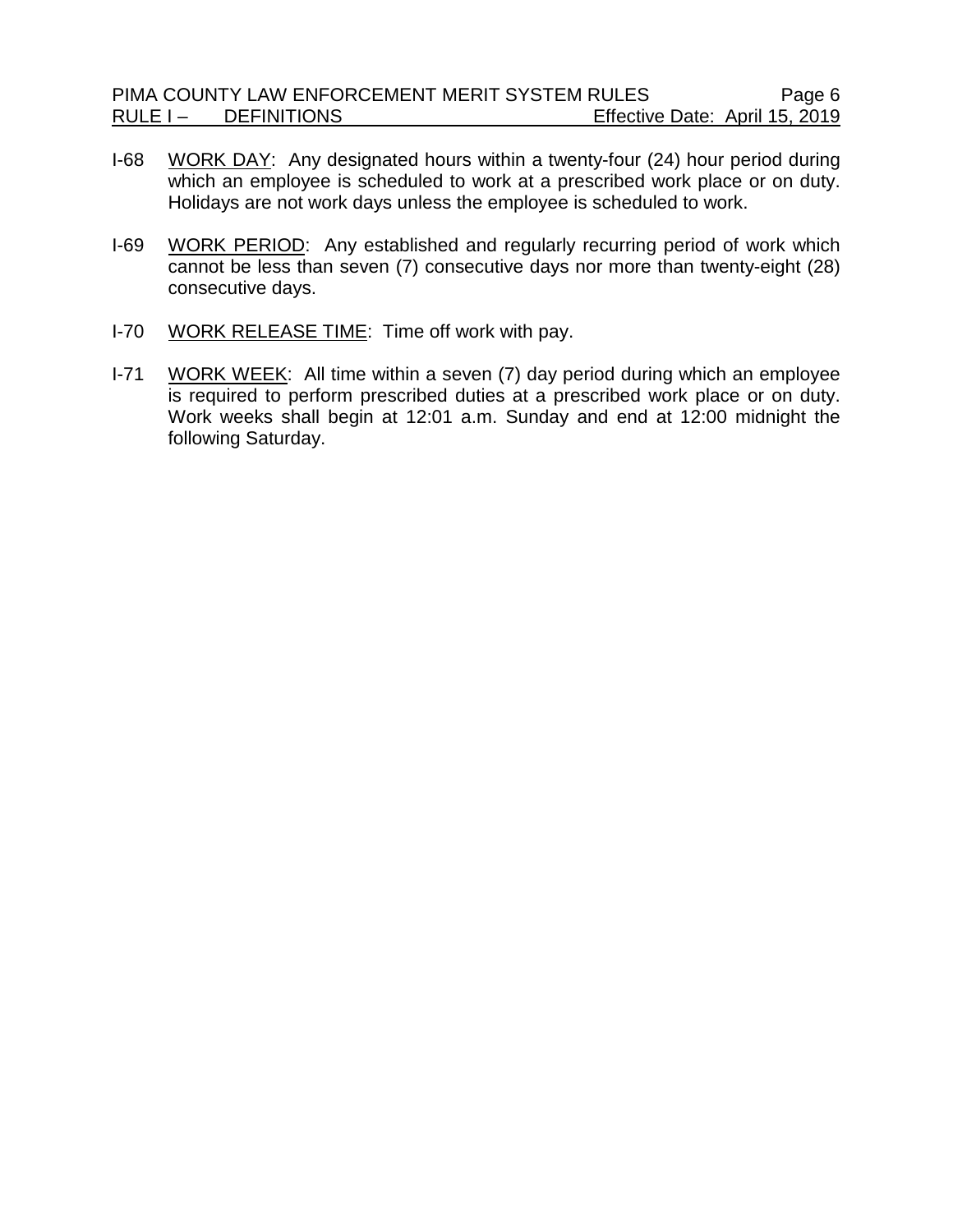I-68 WORK DAY: Any designated hours within a twenty-four (24) hour period during which an employee is scheduled to work at a prescribed work place or on duty. Holidays are not work days unless the employee is scheduled to work.

I-69 WORK PERIOD: Any established and regularly recurring period of work which cannot be less than seven (7) consecutive days nor more than twenty-eight (28) consecutive days.

I-70 WORK RELEASE TIME: Time off work with pay.

I-71 WORK WEEK: All time within a seven (7) day period during which an employee is required to perform prescribed duties at a prescribed work place or on duty. Work weeks shall begin at 12:01 a.m. Sunday and end at 12:00 midnight the following Saturday.